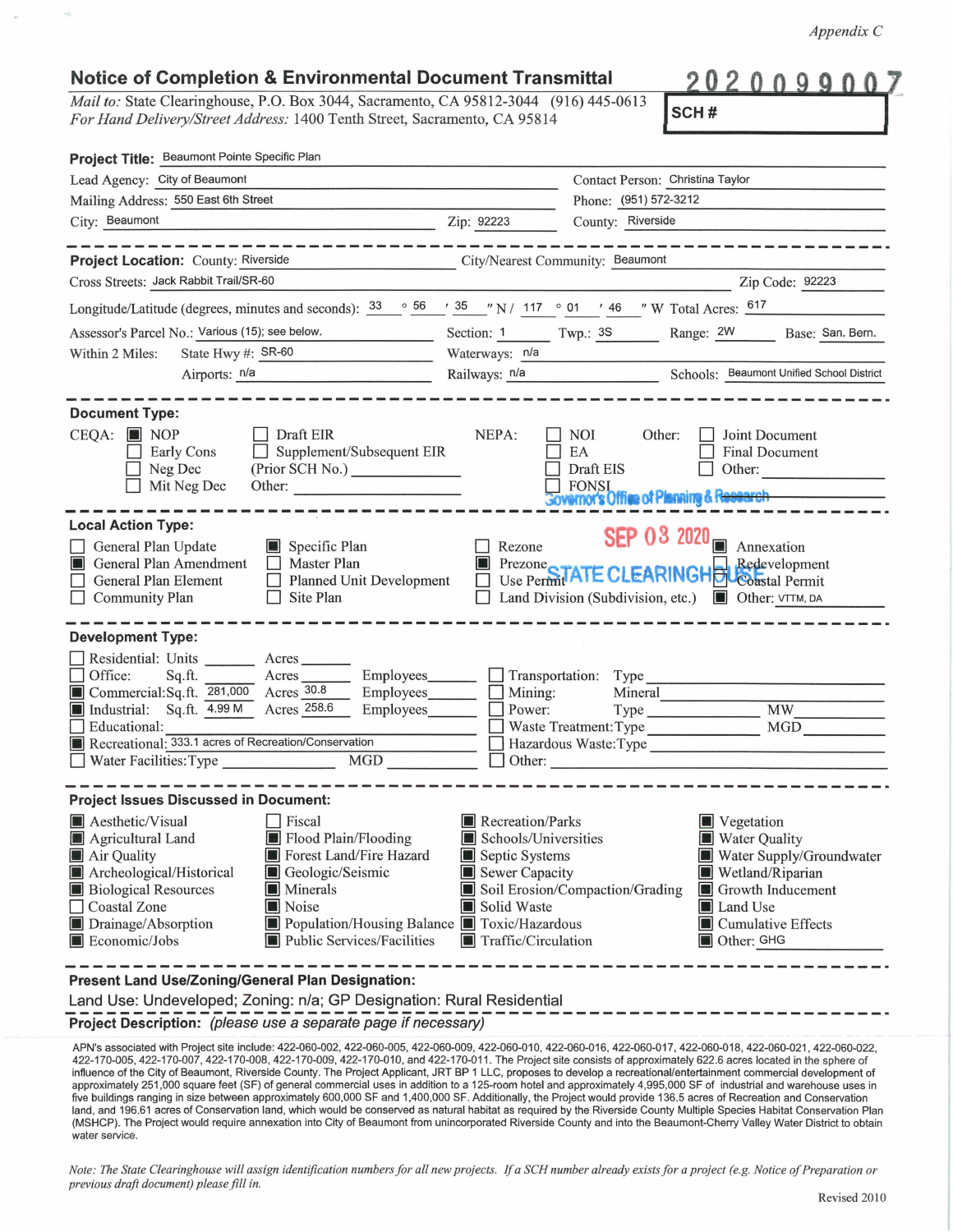*Appendix C*

## Notice of Completion & Environmental Document Transmittal

**2020090007**

*Mail to:* State Clearinghouse, P.O. Box 3044, Sacramento, CA 95812-3044 (916) 445-0613
*For Hand Delivery/Street Address:* 1400 Tenth Street, Sacramento, CA 95814

**SCH #**

**Project Title:** Beaumont Pointe Specific Plan

Lead Agency: City of Beaumont
Contact Person: Christina Taylor
Mailing Address: 550 East 6th Street
Phone: (951) 572-3212
City: Beaumont
Zip: 92223
County: Riverside

---

**Project Location:** County: Riverside
City/Nearest Community: Beaumont
Cross Streets: Jack Rabbit Trail/SR-60
Zip Code: 92223
Longitude/Latitude (degrees, minutes and seconds): 33 ° 56 ′ 35 ″ N / 117 ° 01 ′ 46 ″ W Total Acres: 617
Assessor's Parcel No.: Various (15); see below.
Section: 1 Twp.: 3S Range: 2W Base: San. Bern.
Within 2 Miles: State Hwy #: SR-60
Waterways: n/a
Airports: n/a
Railways: n/a
Schools: Beaumont Unified School District

---

**Document Type:**

CEQA:
- [x] NOP
- [ ] Early Cons
- [ ] Neg Dec
- [ ] Mit Neg Dec
- [ ] Draft EIR
- [ ] Supplement/Subsequent EIR (Prior SCH No.) ________
- Other: ________

NEPA:
- [ ] NOI
- [ ] EA
- [ ] Draft EIS
- [ ] FONSI

Other:
- [ ] Joint Document
- [ ] Final Document
- [ ] Other: ________

Governor's Office of Planning & Research

SEP 03 2020

STATE CLEARINGHOUSE

---

**Local Action Type:**

- [ ] General Plan Update
- [x] General Plan Amendment
- [ ] General Plan Element
- [ ] Community Plan
- [x] Specific Plan
- [ ] Master Plan
- [ ] Planned Unit Development
- [ ] Site Plan
- [ ] Rezone
- [x] Prezone
- [ ] Use Permit
- [ ] Land Division (Subdivision, etc.)
- [x] Annexation
- [ ] Redevelopment
- [ ] Coastal Permit
- [x] Other: VTTM, DA

---

**Development Type:**

- [ ] Residential: Units ____ Acres ____
- [ ] Office: Sq.ft. ____ Acres ____ Employees ____
- [x] Commercial: Sq.ft. 281,000 Acres 30.8 Employees ____
- [x] Industrial: Sq.ft. 4.99 M Acres 258.6 Employees ____
- [ ] Educational: ____
- [x] Recreational: 333.1 acres of Recreation/Conservation
- [ ] Water Facilities: Type ____ MGD ____
- [ ] Transportation: Type ____
- [ ] Mining: Mineral ____
- [ ] Power: Type ____ MW ____
- [ ] Waste Treatment: Type ____ MGD ____
- [ ] Hazardous Waste: Type ____
- [ ] Other: ____

---

**Project Issues Discussed in Document:**

- [x] Aesthetic/Visual
- [x] Agricultural Land
- [x] Air Quality
- [x] Archeological/Historical
- [x] Biological Resources
- [ ] Coastal Zone
- [x] Drainage/Absorption
- [x] Economic/Jobs
- [ ] Fiscal
- [x] Flood Plain/Flooding
- [x] Forest Land/Fire Hazard
- [x] Geologic/Seismic
- [x] Minerals
- [x] Noise
- [x] Population/Housing Balance
- [x] Public Services/Facilities
- [x] Recreation/Parks
- [x] Schools/Universities
- [x] Septic Systems
- [x] Sewer Capacity
- [x] Soil Erosion/Compaction/Grading
- [x] Solid Waste
- [x] Toxic/Hazardous
- [x] Traffic/Circulation
- [x] Vegetation
- [x] Water Quality
- [x] Water Supply/Groundwater
- [x] Wetland/Riparian
- [x] Growth Inducement
- [x] Land Use
- [x] Cumulative Effects
- [x] Other: GHG

---

**Present Land Use/Zoning/General Plan Designation:**

Land Use: Undeveloped; Zoning: n/a; GP Designation: Rural Residential

**Project Description:** *(please use a separate page if necessary)*

APN's associated with Project site include: 422-060-002, 422-060-005, 422-060-009, 422-060-010, 422-060-016, 422-060-017, 422-060-018, 422-060-021, 422-060-022, 422-170-005, 422-170-007, 422-170-008, 422-170-009, 422-170-010, and 422-170-011. The Project site consists of approximately 622.6 acres located in the sphere of influence of the City of Beaumont, Riverside County. The Project Applicant, JRT BP 1 LLC, proposes to develop a recreational/entertainment commercial development of approximately 251,000 square feet (SF) of general commercial uses in addition to a 125-room hotel and approximately 4,995,000 SF of industrial and warehouse uses in five buildings ranging in size between approximately 600,000 SF and 1,400,000 SF. Additionally, the Project would provide 136.5 acres of Recreation and Conservation land, and 196.61 acres of Conservation land, which would be conserved as natural habitat as required by the Riverside County Multiple Species Habitat Conservation Plan (MSHCP). The Project would require annexation into City of Beaumont from unincorporated Riverside County and into the Beaumont-Cherry Valley Water District to obtain water service.

*Note: The State Clearinghouse will assign identification numbers for all new projects. If a SCH number already exists for a project (e.g. Notice of Preparation or previous draft document) please fill in.*

Revised 2010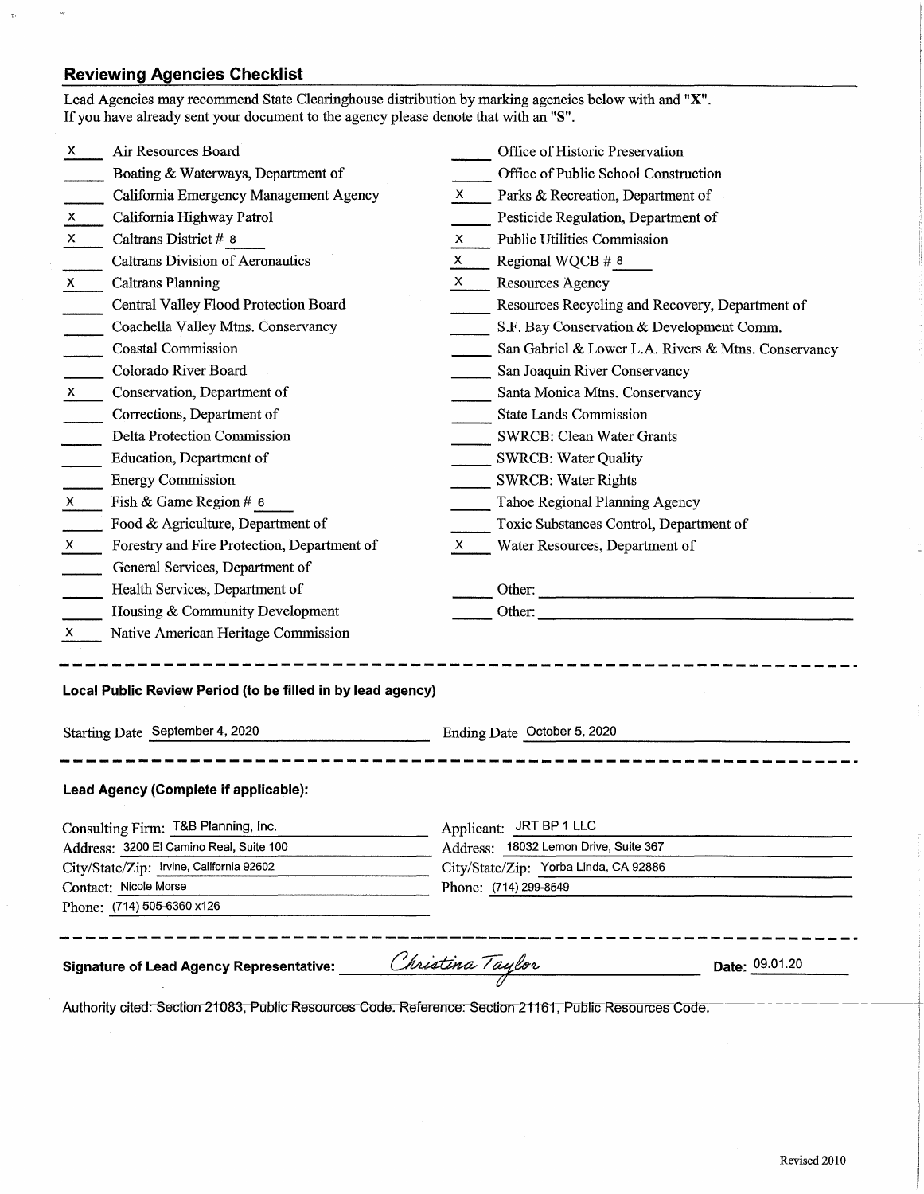## Reviewing Agencies Checklist

Lead Agencies may recommend State Clearinghouse distribution by marking agencies below with and "X".
If you have already sent your document to the agency please denote that with an "S".

- X Air Resources Board
- \_\_\_ Boating & Waterways, Department of
- \_\_\_ California Emergency Management Agency
- X California Highway Patrol
- X Caltrans District # 8
- \_\_\_ Caltrans Division of Aeronautics
- X Caltrans Planning
- \_\_\_ Central Valley Flood Protection Board
- \_\_\_ Coachella Valley Mtns. Conservancy
- \_\_\_ Coastal Commission
- \_\_\_ Colorado River Board
- X Conservation, Department of
- \_\_\_ Corrections, Department of
- \_\_\_ Delta Protection Commission
- \_\_\_ Education, Department of
- \_\_\_ Energy Commission
- X Fish & Game Region # 6
- \_\_\_ Food & Agriculture, Department of
- X Forestry and Fire Protection, Department of
- \_\_\_ General Services, Department of
- \_\_\_ Health Services, Department of
- \_\_\_ Housing & Community Development
- X Native American Heritage Commission
- \_\_\_ Office of Historic Preservation
- \_\_\_ Office of Public School Construction
- X Parks & Recreation, Department of
- \_\_\_ Pesticide Regulation, Department of
- X Public Utilities Commission
- X Regional WQCB # 8
- X Resources Agency
- \_\_\_ Resources Recycling and Recovery, Department of
- \_\_\_ S.F. Bay Conservation & Development Comm.
- \_\_\_ San Gabriel & Lower L.A. Rivers & Mtns. Conservancy
- \_\_\_ San Joaquin River Conservancy
- \_\_\_ Santa Monica Mtns. Conservancy
- \_\_\_ State Lands Commission
- \_\_\_ SWRCB: Clean Water Grants
- \_\_\_ SWRCB: Water Quality
- \_\_\_ SWRCB: Water Rights
- \_\_\_ Tahoe Regional Planning Agency
- \_\_\_ Toxic Substances Control, Department of
- X Water Resources, Department of
- \_\_\_ Other: \_\_\_
- \_\_\_ Other: \_\_\_

---

**Local Public Review Period (to be filled in by lead agency)**

Starting Date September 4, 2020

Ending Date October 5, 2020

---

**Lead Agency (Complete if applicable):**

Consulting Firm: T&B Planning, Inc.
Address: 3200 El Camino Real, Suite 100
City/State/Zip: Irvine, California 92602
Contact: Nicole Morse
Phone: (714) 505-6360 x126

Applicant: JRT BP 1 LLC
Address: 18032 Lemon Drive, Suite 367
City/State/Zip: Yorba Linda, CA 92886
Phone: (714) 299-8549

---

**Signature of Lead Agency Representative:** *Christina Taylor* **Date:** 09.01.20

Authority cited: Section 21083, Public Resources Code. Reference: Section 21161, Public Resources Code.

Revised 2010